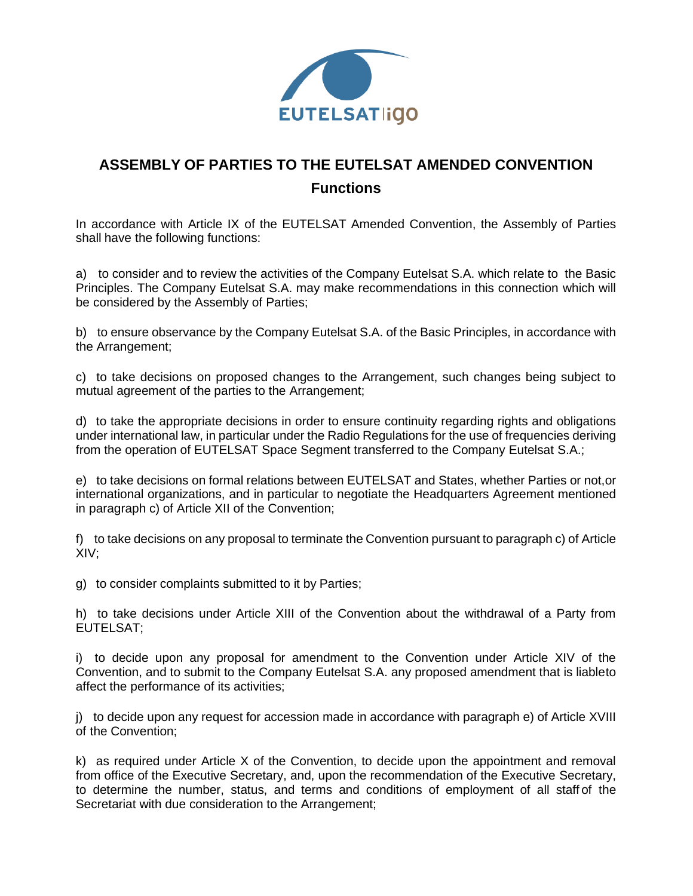# ASSEMBLY OF PARTIES TO THE EUTELSAT AMENDED CONVENTION

## Functions

In accordance with Article IX of the EUTELSAT Amended Convention, the Assembly of Parties shall have the following functions:

a) to consider and to review the activities of the Company Eutelsat S.A. which relate to the Basic Principles. The Company Eutelsat S.A. may make recommendations in this connection which will be considered by the Assembly of Parties;

b) to ensure observance by the Company Eutelsat S.A. of the Basic Principles, in accordance with the Arrangement;

c) to take decisions on proposed changes to the Arrangement, such changes being subject to mutual agreement of the parties to the Arrangement;

d) to take the appropriate decisions in order to ensure continuity regarding rights and obligations under international law, in particular under the Radio Regulations for the use of frequencies deriving from the operation of EUTELSAT Space Segment transferred to the Company Eutelsat S.A.;

e) to take decisions on formal relations between EUTELSAT and States, whether Parties or not,or international organizations, and in particular to negotiate the Headquarters Agreement mentioned in paragraph c) of Article XII of the Convention;

f) to take decisions on any proposal to terminate the Convention pursuant to paragraph c) of Article XIV;

g) to consider complaints submitted to it by Parties;

h) to take decisions under Article XIII of the Convention about the withdrawal of a Party from EUTELSAT;

i) to decide upon any proposal for amendment to the Convention under Article XIV of the Convention, and to submit to the Company Eutelsat S.A. any proposed amendment that is liableto affect the performance of its activities;

j) to decide upon any request for accession made in accordance with paragraph e) of Article XVIII of the Convention;

k) as required under Article X of the Convention, to decide upon the appointment and removal from office of the Executive Secretary, and, upon the recommendation of the Executive Secretary, to determine the number, status, and terms and conditions of employment of all staff of the Secretariat with due consideration to the Arrangement;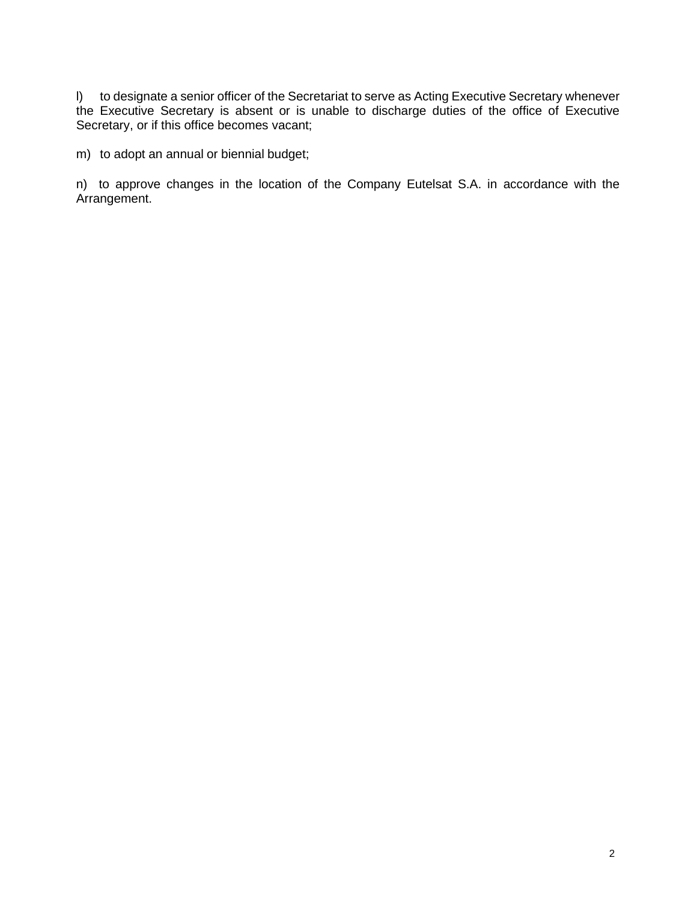l) to designate a senior officer of the Secretariat to serve as Acting Executive Secretary whenever the Executive Secretary is absent or is unable to discharge duties of the office of Executive Secretary, or if this office becomes vacant;

m) to adopt an annual or biennial budget;

n) to approve changes in the location of the Company Eutelsat S.A. in accordance with the Arrangement.